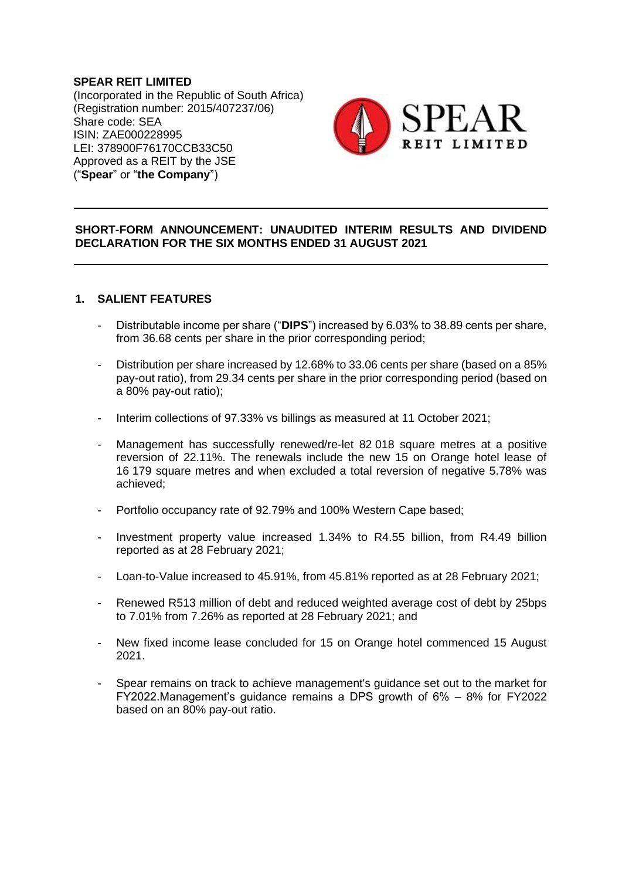**SPEAR REIT LIMITED**
(Incorporated in the Republic of South Africa)
(Registration number: 2015/407237/06)
Share code: SEA
ISIN: ZAE000228995
LEI: 378900F76170CCB33C50
Approved as a REIT by the JSE
("**Spear**" or "**the Company**")

---

**SHORT-FORM ANNOUNCEMENT: UNAUDITED INTERIM RESULTS AND DIVIDEND DECLARATION FOR THE SIX MONTHS ENDED 31 AUGUST 2021**

---

## 1. SALIENT FEATURES

- Distributable income per share ("**DIPS**") increased by 6.03% to 38.89 cents per share, from 36.68 cents per share in the prior corresponding period;
- Distribution per share increased by 12.68% to 33.06 cents per share (based on a 85% pay-out ratio), from 29.34 cents per share in the prior corresponding period (based on a 80% pay-out ratio);
- Interim collections of 97.33% vs billings as measured at 11 October 2021;
- Management has successfully renewed/re-let 82 018 square metres at a positive reversion of 22.11%. The renewals include the new 15 on Orange hotel lease of 16 179 square metres and when excluded a total reversion of negative 5.78% was achieved;
- Portfolio occupancy rate of 92.79% and 100% Western Cape based;
- Investment property value increased 1.34% to R4.55 billion, from R4.49 billion reported as at 28 February 2021;
- Loan-to-Value increased to 45.91%, from 45.81% reported as at 28 February 2021;
- Renewed R513 million of debt and reduced weighted average cost of debt by 25bps to 7.01% from 7.26% as reported at 28 February 2021; and
- New fixed income lease concluded for 15 on Orange hotel commenced 15 August 2021.
- Spear remains on track to achieve management's guidance set out to the market for FY2022.Management's guidance remains a DPS growth of 6% – 8% for FY2022 based on an 80% pay-out ratio.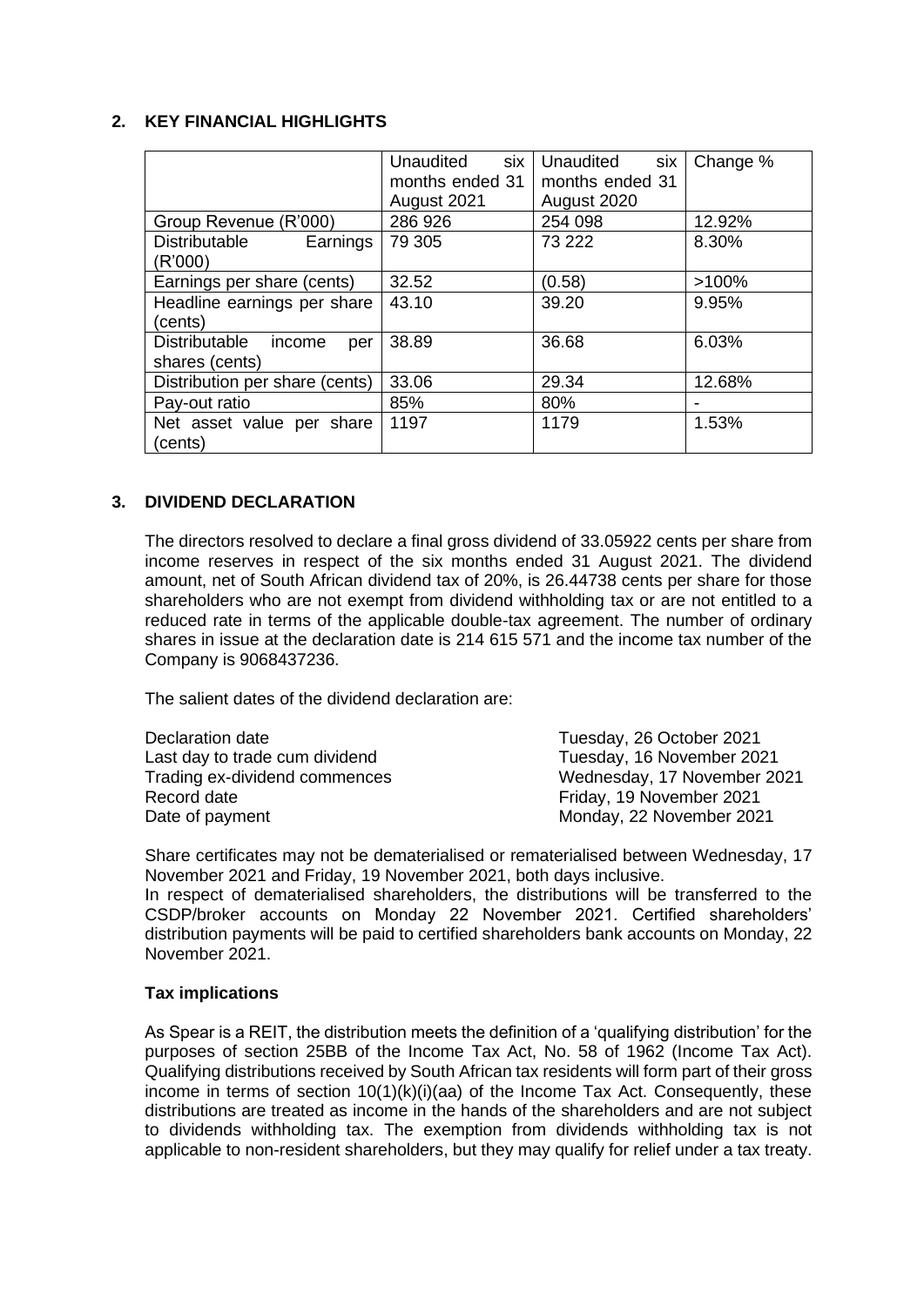## 2. KEY FINANCIAL HIGHLIGHTS

| | Unaudited six months ended 31 August 2021 | Unaudited six months ended 31 August 2020 | Change % |
|---|---|---|---|
| Group Revenue (R'000) | 286 926 | 254 098 | 12.92% |
| Distributable Earnings (R'000) | 79 305 | 73 222 | 8.30% |
| Earnings per share (cents) | 32.52 | (0.58) | >100% |
| Headline earnings per share (cents) | 43.10 | 39.20 | 9.95% |
| Distributable income per shares (cents) | 38.89 | 36.68 | 6.03% |
| Distribution per share (cents) | 33.06 | 29.34 | 12.68% |
| Pay-out ratio | 85% | 80% | - |
| Net asset value per share (cents) | 1197 | 1179 | 1.53% |

## 3. DIVIDEND DECLARATION

The directors resolved to declare a final gross dividend of 33.05922 cents per share from income reserves in respect of the six months ended 31 August 2021. The dividend amount, net of South African dividend tax of 20%, is 26.44738 cents per share for those shareholders who are not exempt from dividend withholding tax or are not entitled to a reduced rate in terms of the applicable double-tax agreement. The number of ordinary shares in issue at the declaration date is 214 615 571 and the income tax number of the Company is 9068437236.

The salient dates of the dividend declaration are:

| | |
|---|---|
| Declaration date | Tuesday, 26 October 2021 |
| Last day to trade cum dividend | Tuesday, 16 November 2021 |
| Trading ex-dividend commences | Wednesday, 17 November 2021 |
| Record date | Friday, 19 November 2021 |
| Date of payment | Monday, 22 November 2021 |

Share certificates may not be dematerialised or rematerialised between Wednesday, 17 November 2021 and Friday, 19 November 2021, both days inclusive.
In respect of dematerialised shareholders, the distributions will be transferred to the CSDP/broker accounts on Monday 22 November 2021. Certified shareholders' distribution payments will be paid to certified shareholders bank accounts on Monday, 22 November 2021.

### Tax implications

As Spear is a REIT, the distribution meets the definition of a 'qualifying distribution' for the purposes of section 25BB of the Income Tax Act, No. 58 of 1962 (Income Tax Act). Qualifying distributions received by South African tax residents will form part of their gross income in terms of section 10(1)(k)(i)(aa) of the Income Tax Act. Consequently, these distributions are treated as income in the hands of the shareholders and are not subject to dividends withholding tax. The exemption from dividends withholding tax is not applicable to non-resident shareholders, but they may qualify for relief under a tax treaty.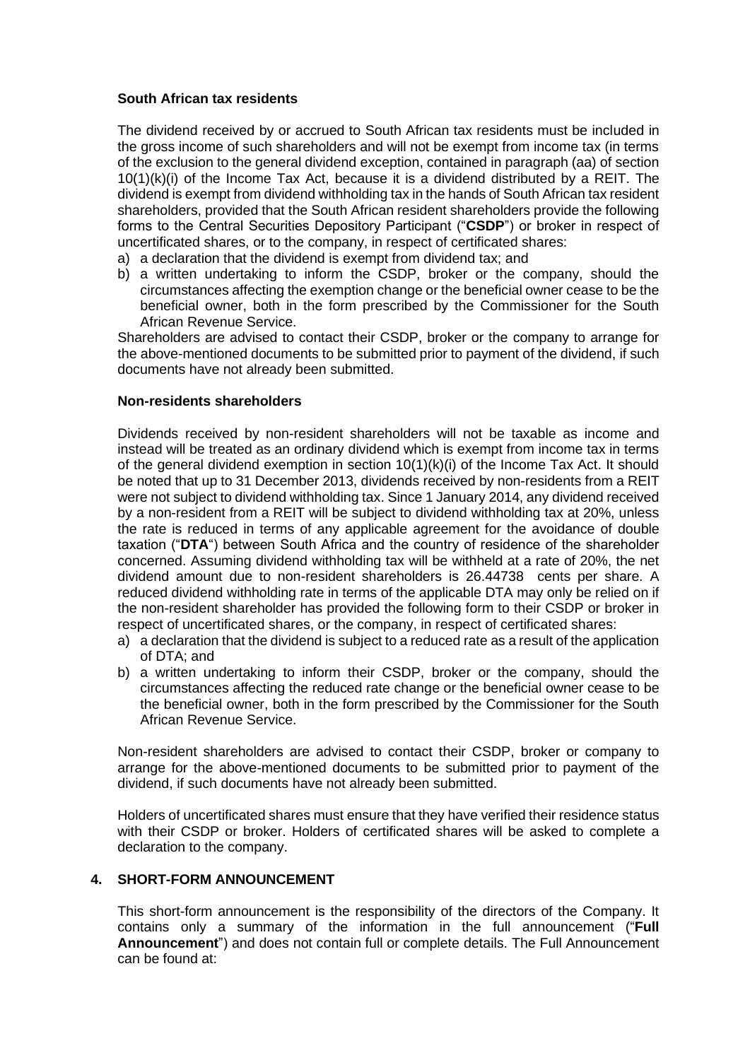**South African tax residents**

The dividend received by or accrued to South African tax residents must be included in the gross income of such shareholders and will not be exempt from income tax (in terms of the exclusion to the general dividend exception, contained in paragraph (aa) of section 10(1)(k)(i) of the Income Tax Act, because it is a dividend distributed by a REIT. The dividend is exempt from dividend withholding tax in the hands of South African tax resident shareholders, provided that the South African resident shareholders provide the following forms to the Central Securities Depository Participant ("**CSDP**") or broker in respect of uncertificated shares, or to the company, in respect of certificated shares:

a) a declaration that the dividend is exempt from dividend tax; and
b) a written undertaking to inform the CSDP, broker or the company, should the circumstances affecting the exemption change or the beneficial owner cease to be the beneficial owner, both in the form prescribed by the Commissioner for the South African Revenue Service.

Shareholders are advised to contact their CSDP, broker or the company to arrange for the above-mentioned documents to be submitted prior to payment of the dividend, if such documents have not already been submitted.

**Non-residents shareholders**

Dividends received by non-resident shareholders will not be taxable as income and instead will be treated as an ordinary dividend which is exempt from income tax in terms of the general dividend exemption in section 10(1)(k)(i) of the Income Tax Act. It should be noted that up to 31 December 2013, dividends received by non-residents from a REIT were not subject to dividend withholding tax. Since 1 January 2014, any dividend received by a non-resident from a REIT will be subject to dividend withholding tax at 20%, unless the rate is reduced in terms of any applicable agreement for the avoidance of double taxation ("**DTA**") between South Africa and the country of residence of the shareholder concerned. Assuming dividend withholding tax will be withheld at a rate of 20%, the net dividend amount due to non-resident shareholders is 26.44738 cents per share. A reduced dividend withholding rate in terms of the applicable DTA may only be relied on if the non-resident shareholder has provided the following form to their CSDP or broker in respect of uncertificated shares, or the company, in respect of certificated shares:

a) a declaration that the dividend is subject to a reduced rate as a result of the application of DTA; and
b) a written undertaking to inform their CSDP, broker or the company, should the circumstances affecting the reduced rate change or the beneficial owner cease to be the beneficial owner, both in the form prescribed by the Commissioner for the South African Revenue Service.

Non-resident shareholders are advised to contact their CSDP, broker or company to arrange for the above-mentioned documents to be submitted prior to payment of the dividend, if such documents have not already been submitted.

Holders of uncertificated shares must ensure that they have verified their residence status with their CSDP or broker. Holders of certificated shares will be asked to complete a declaration to the company.

## 4. SHORT-FORM ANNOUNCEMENT

This short-form announcement is the responsibility of the directors of the Company. It contains only a summary of the information in the full announcement ("**Full Announcement**") and does not contain full or complete details. The Full Announcement can be found at: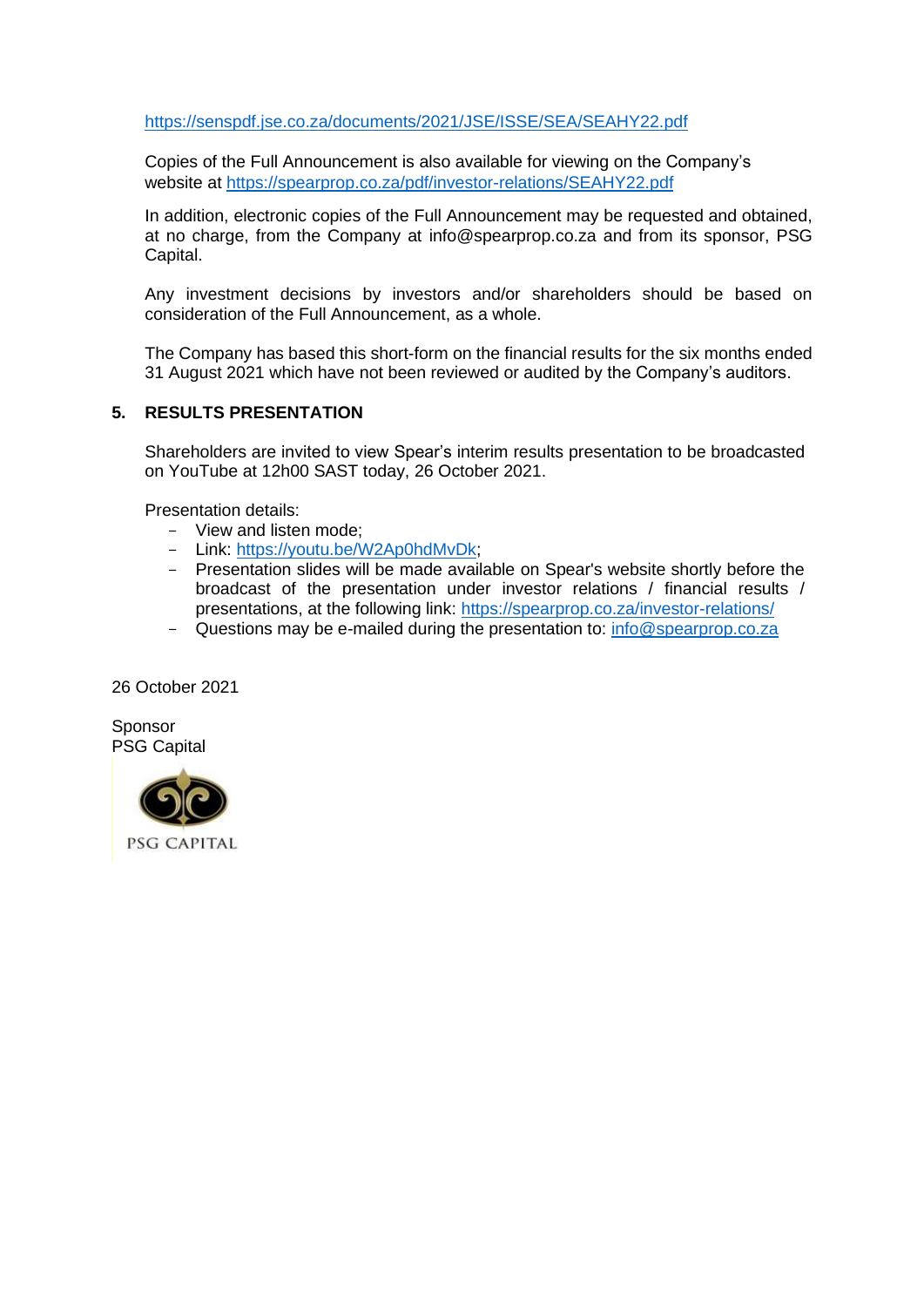https://senspdf.jse.co.za/documents/2021/JSE/ISSE/SEA/SEAHY22.pdf

Copies of the Full Announcement is also available for viewing on the Company's website at https://spearprop.co.za/pdf/investor-relations/SEAHY22.pdf

In addition, electronic copies of the Full Announcement may be requested and obtained, at no charge, from the Company at info@spearprop.co.za and from its sponsor, PSG Capital.

Any investment decisions by investors and/or shareholders should be based on consideration of the Full Announcement, as a whole.

The Company has based this short-form on the financial results for the six months ended 31 August 2021 which have not been reviewed or audited by the Company's auditors.

## 5. RESULTS PRESENTATION

Shareholders are invited to view Spear's interim results presentation to be broadcasted on YouTube at 12h00 SAST today, 26 October 2021.

Presentation details:

- View and listen mode;
- Link: https://youtu.be/W2Ap0hdMvDk;
- Presentation slides will be made available on Spear's website shortly before the broadcast of the presentation under investor relations / financial results / presentations, at the following link: https://spearprop.co.za/investor-relations/
- Questions may be e-mailed during the presentation to: info@spearprop.co.za

26 October 2021

Sponsor
PSG Capital

PSG CAPITAL